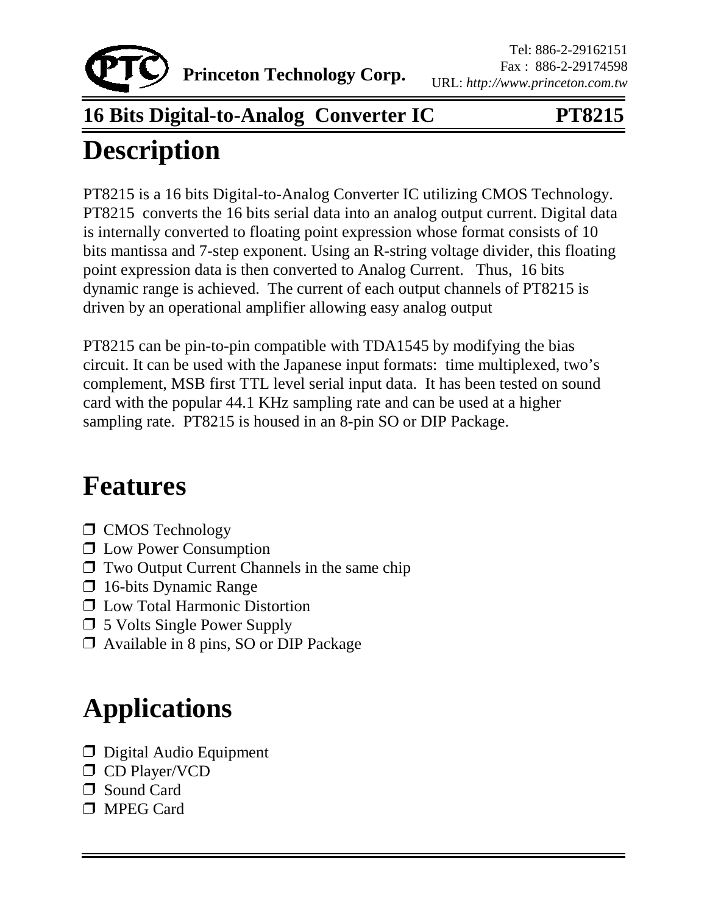**Princeton Technology Corp.**

Tel: 886-2-29162151
Fax : 886-2-29174598
URL: *http://www.princeton.com.tw*

## 16 Bits Digital-to-Analog Converter IC PT8215

# Description

PT8215 is a 16 bits Digital-to-Analog Converter IC utilizing CMOS Technology. PT8215 converts the 16 bits serial data into an analog output current. Digital data is internally converted to floating point expression whose format consists of 10 bits mantissa and 7-step exponent. Using an R-string voltage divider, this floating point expression data is then converted to Analog Current. Thus, 16 bits dynamic range is achieved. The current of each output channels of PT8215 is driven by an operational amplifier allowing easy analog output

PT8215 can be pin-to-pin compatible with TDA1545 by modifying the bias circuit. It can be used with the Japanese input formats: time multiplexed, two's complement, MSB first TTL level serial input data. It has been tested on sound card with the popular 44.1 KHz sampling rate and can be used at a higher sampling rate. PT8215 is housed in an 8-pin SO or DIP Package.

# Features

- CMOS Technology
- Low Power Consumption
- Two Output Current Channels in the same chip
- 16-bits Dynamic Range
- Low Total Harmonic Distortion
- 5 Volts Single Power Supply
- Available in 8 pins, SO or DIP Package

# Applications

- Digital Audio Equipment
- CD Player/VCD
- Sound Card
- MPEG Card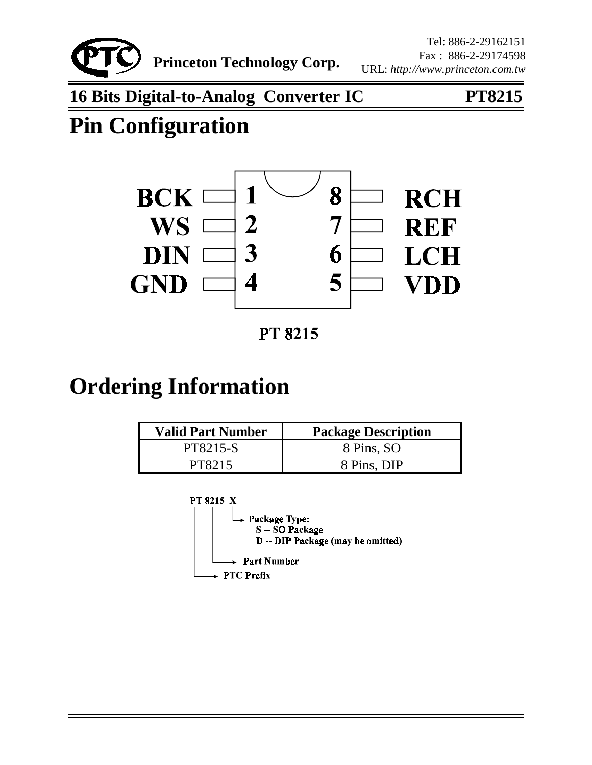## 16 Bits Digital-to-Analog Converter IC PT8215

# Pin Configuration

| Left Pin | No. | No. | Right Pin |
| --- | --- | --- | --- |
| BCK | 1 | 8 | RCH |
| WS | 2 | 7 | REF |
| DIN | 3 | 6 | LCH |
| GND | 4 | 5 | VDD |

PT 8215

# Ordering Information

| Valid Part Number | Package Description |
| --- | --- |
| PT8215-S | 8 Pins, SO |
| PT8215 | 8 Pins, DIP |

PT 8215 X

- X → Package Type:
  - S -- SO Package
  - D -- DIP Package (may be omitted)
- 8215 → Part Number
- PT → PTC Prefix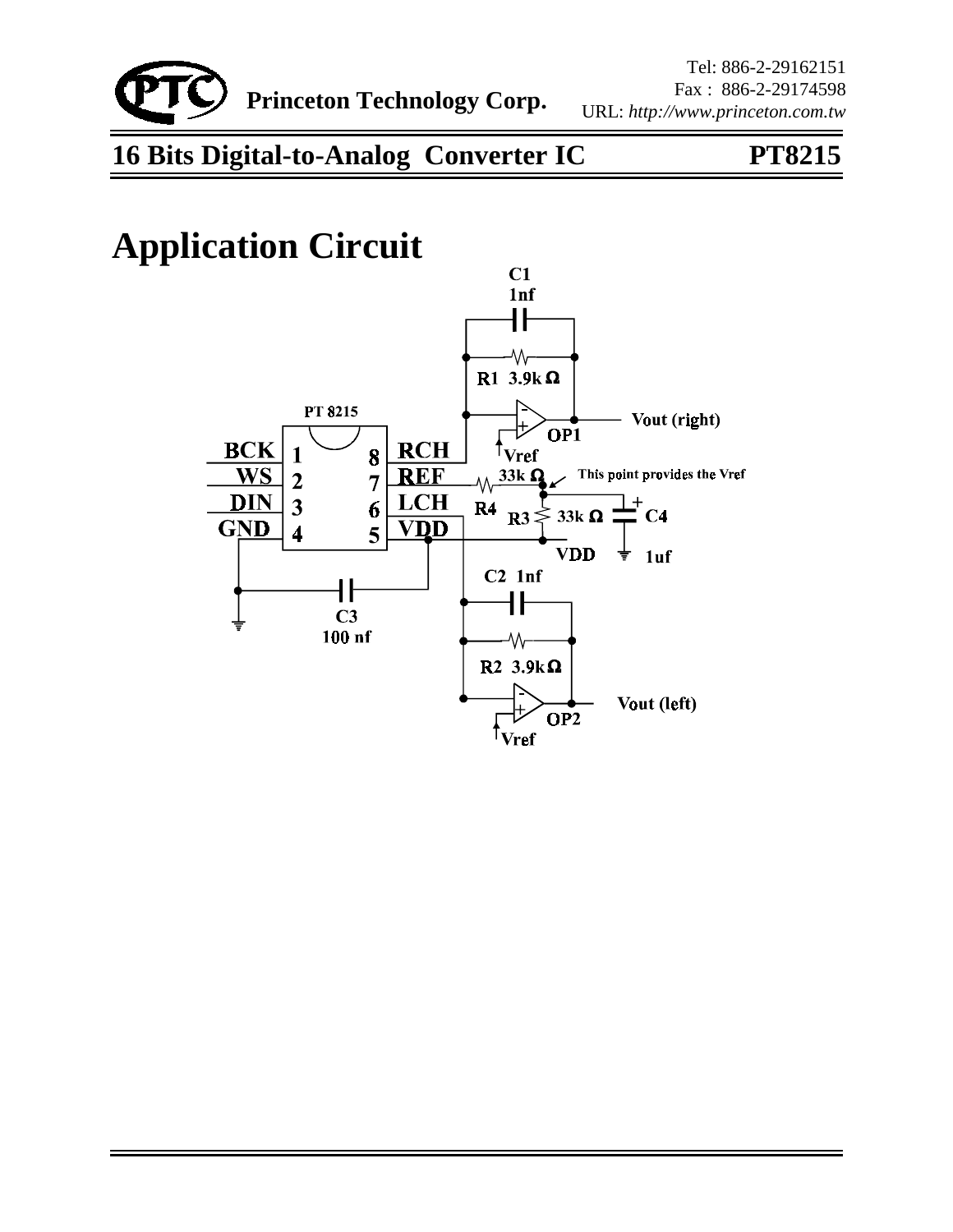# Application Circuit

PT 8215

BCK 1
WS 2
DIN 3
GND 4

8 RCH
7 REF
6 LCH
5 VDD

C1
1nf

R1 3.9k Ω

OP1

Vout (right)

Vref

33k Ω

This point provides the Vref

R4

R3 33k Ω

C4

1uf

VDD

C3
100 nf

C2 1nf

R2 3.9k Ω

OP2

Vout (left)

Vref